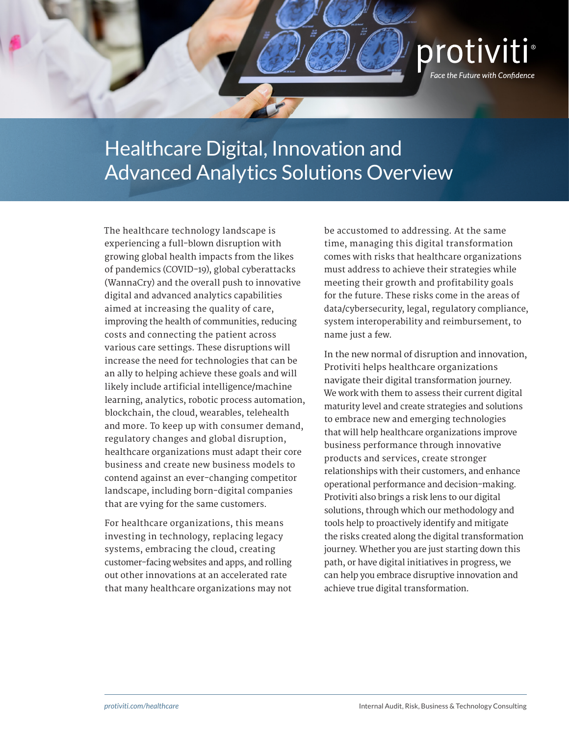# Healthcare Digital, Innovation and Advanced Analytics Solutions Overview

The healthcare technology landscape is experiencing a full-blown disruption with growing global health impacts from the likes of pandemics (COVID-19), global cyberattacks (WannaCry) and the overall push to innovative digital and advanced analytics capabilities aimed at increasing the quality of care, improving the health of communities, reducing costs and connecting the patient across various care settings. These disruptions will increase the need for technologies that can be an ally to helping achieve these goals and will likely include artificial intelligence/machine learning, analytics, robotic process automation, blockchain, the cloud, wearables, telehealth and more. To keep up with consumer demand, regulatory changes and global disruption, healthcare organizations must adapt their core business and create new business models to contend against an ever-changing competitor landscape, including born-digital companies that are vying for the same customers.

For healthcare organizations, this means investing in technology, replacing legacy systems, embracing the cloud, creating customer-facing websites and apps, and rolling out other innovations at an accelerated rate that many healthcare organizations may not be accustomed to addressing. At the same time, managing this digital transformation comes with risks that healthcare organizations must address to achieve their strategies while meeting their growth and profitability goals for the future. These risks come in the areas of data/cybersecurity, legal, regulatory compliance, system interoperability and reimbursement, to name just a few.

In the new normal of disruption and innovation, Protiviti helps healthcare organizations navigate their digital transformation journey. We work with them to assess their current digital maturity level and create strategies and solutions to embrace new and emerging technologies that will help healthcare organizations improve business performance through innovative products and services, create stronger relationships with their customers, and enhance operational performance and decision-making. Protiviti also brings a risk lens to our digital solutions, through which our methodology and tools help to proactively identify and mitigate the risks created along the digital transformation journey. Whether you are just starting down this path, or have digital initiatives in progress, we can help you embrace disruptive innovation and achieve true digital transformation.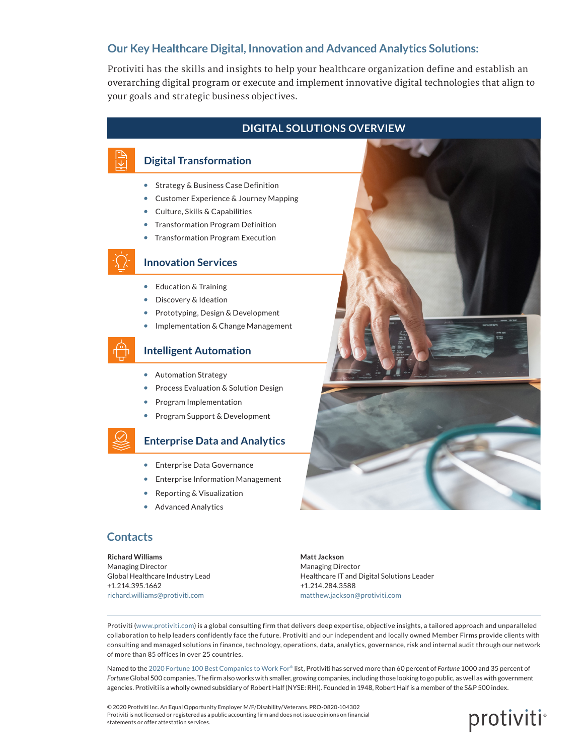## Our Key Healthcare Digital, Innovation and Advanced Analytics Solutions:

Protiviti has the skills and insights to help your healthcare organization define and establish an overarching digital program or execute and implement innovative digital technologies that align to your goals and strategic business objectives.

### DIGITAL SOLUTIONS OVERVIEW

#### Digital Transformation

- Strategy & Business Case Definition
- Customer Experience & Journey Mapping
- Culture, Skills & Capabilities
- Transformation Program Definition
- Transformation Program Execution

#### Innovation Services

- Education & Training
- Discovery & Ideation
- Prototyping, Design & Development
- Implementation & Change Management

#### Intelligent Automation

- Automation Strategy
- Process Evaluation & Solution Design
- Program Implementation
- Program Support & Development

#### Enterprise Data and Analytics

- Enterprise Data Governance
- Enterprise Information Management
- Reporting & Visualization
- Advanced Analytics

## Contacts

**Richard Williams**
Managing Director
Global Healthcare Industry Lead
+1.214.395.1662
richard.williams@protiviti.com

**Matt Jackson**
Managing Director
Healthcare IT and Digital Solutions Leader
+1.214.284.3588
matthew.jackson@protiviti.com

Protiviti (www.protiviti.com) is a global consulting firm that delivers deep expertise, objective insights, a tailored approach and unparalleled collaboration to help leaders confidently face the future. Protiviti and our independent and locally owned Member Firms provide clients with consulting and managed solutions in finance, technology, operations, data, analytics, governance, risk and internal audit through our network of more than 85 offices in over 25 countries.

Named to the 2020 Fortune 100 Best Companies to Work For® list, Protiviti has served more than 60 percent of *Fortune* 1000 and 35 percent of *Fortune* Global 500 companies. The firm also works with smaller, growing companies, including those looking to go public, as well as with government agencies. Protiviti is a wholly owned subsidiary of Robert Half (NYSE: RHI). Founded in 1948, Robert Half is a member of the S&P 500 index.

© 2020 Protiviti Inc. An Equal Opportunity Employer M/F/Disability/Veterans. PRO-0820-104302
Protiviti is not licensed or registered as a public accounting firm and does not issue opinions on financial statements or offer attestation services.

protiviti®